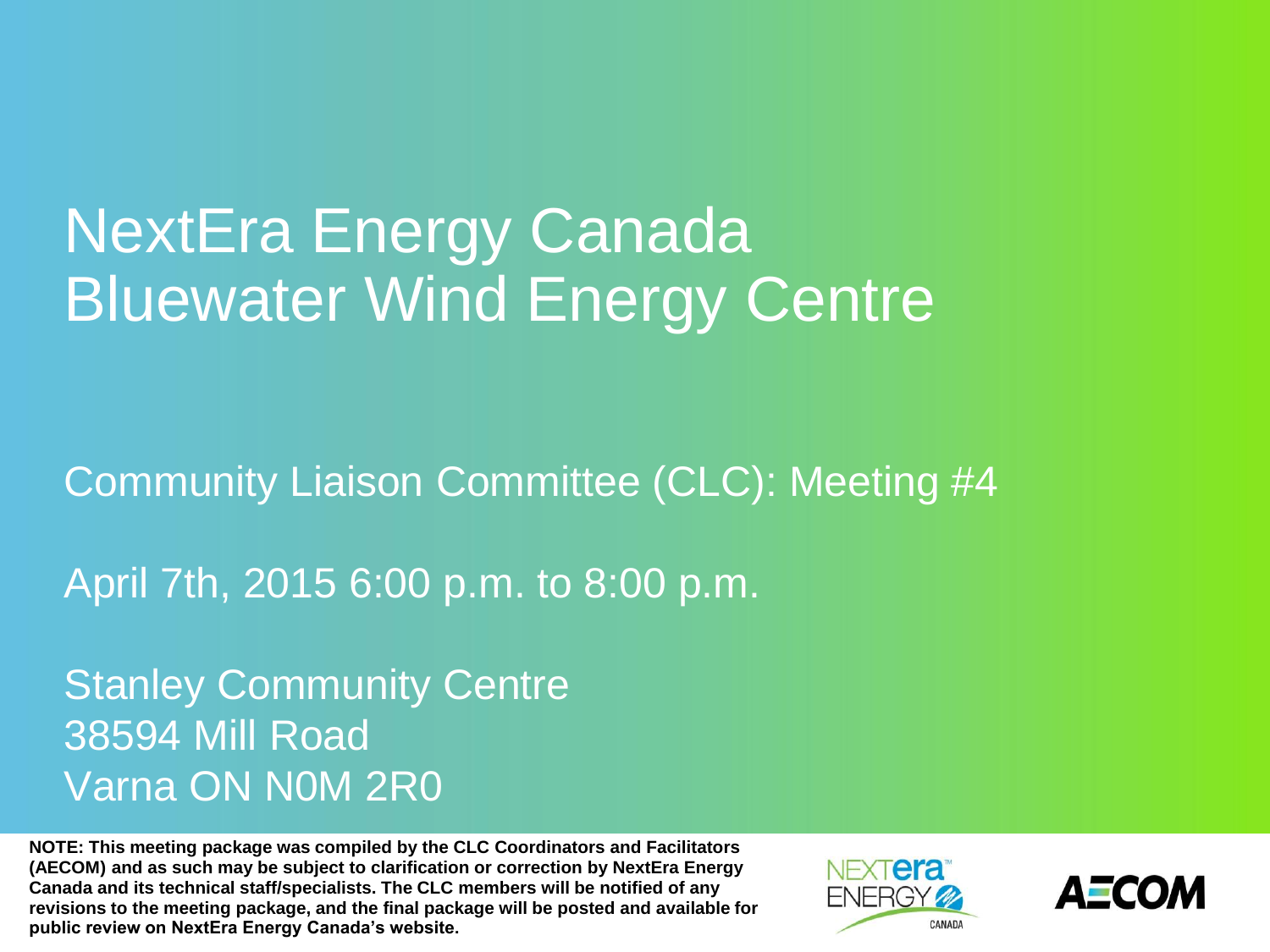# NextEra Energy Canada Bluewater Wind Energy Centre

Community Liaison Committee (CLC): Meeting #4

April 7th, 2015 6:00 p.m. to 8:00 p.m.

Stanley Community Centre
38594 Mill Road
Varna ON N0M 2R0

**NOTE: This meeting package was compiled by the CLC Coordinators and Facilitators (AECOM) and as such may be subject to clarification or correction by NextEra Energy Canada and its technical staff/specialists. The CLC members will be notified of any revisions to the meeting package, and the final package will be posted and available for public review on NextEra Energy Canada's website.**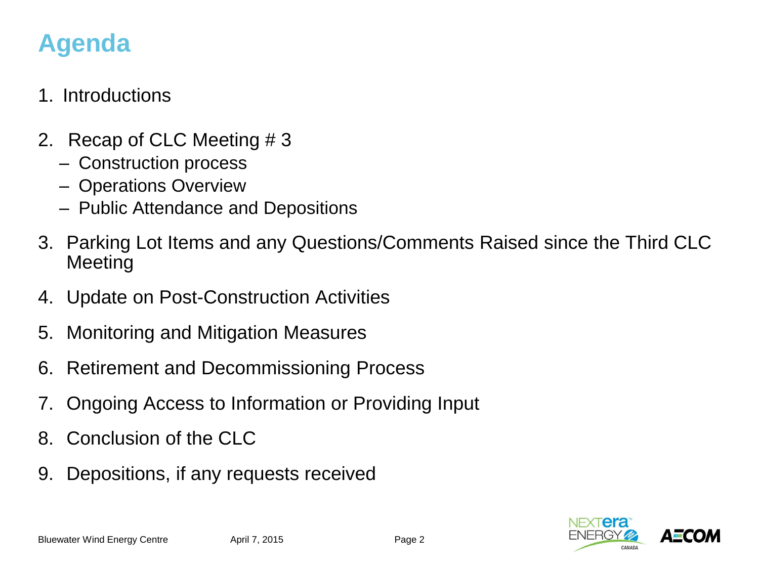# Agenda

1. Introductions

2. Recap of CLC Meeting # 3
   - Construction process
   - Operations Overview
   - Public Attendance and Depositions

3. Parking Lot Items and any Questions/Comments Raised since the Third CLC Meeting

4. Update on Post-Construction Activities

5. Monitoring and Mitigation Measures

6. Retirement and Decommissioning Process

7. Ongoing Access to Information or Providing Input

8. Conclusion of the CLC

9. Depositions, if any requests received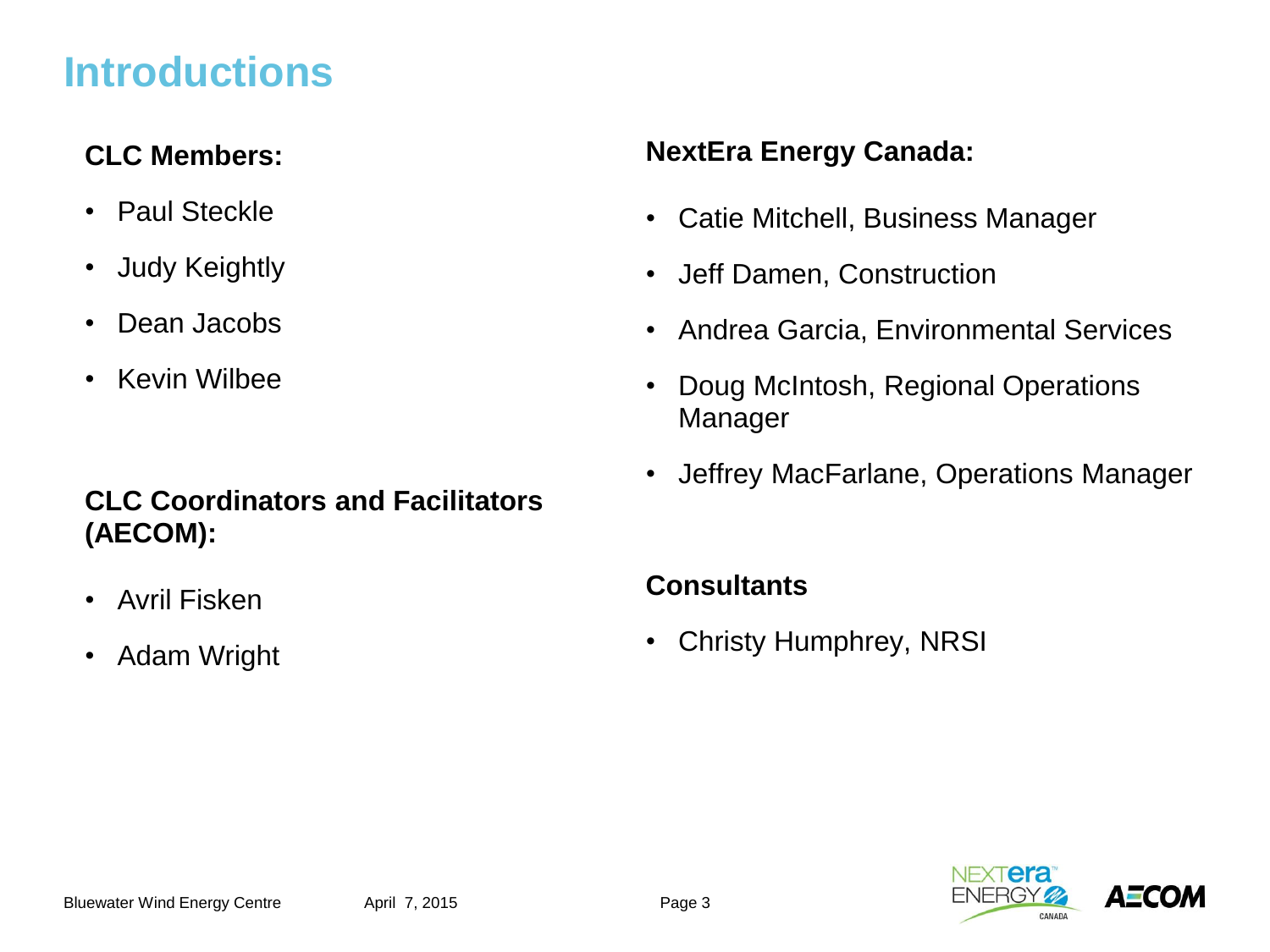# Introductions

**CLC Members:**

- Paul Steckle
- Judy Keightly
- Dean Jacobs
- Kevin Wilbee

**CLC Coordinators and Facilitators (AECOM):**

- Avril Fisken
- Adam Wright

**NextEra Energy Canada:**

- Catie Mitchell, Business Manager
- Jeff Damen, Construction
- Andrea Garcia, Environmental Services
- Doug McIntosh, Regional Operations Manager
- Jeffrey MacFarlane, Operations Manager

**Consultants**

- Christy Humphrey, NRSI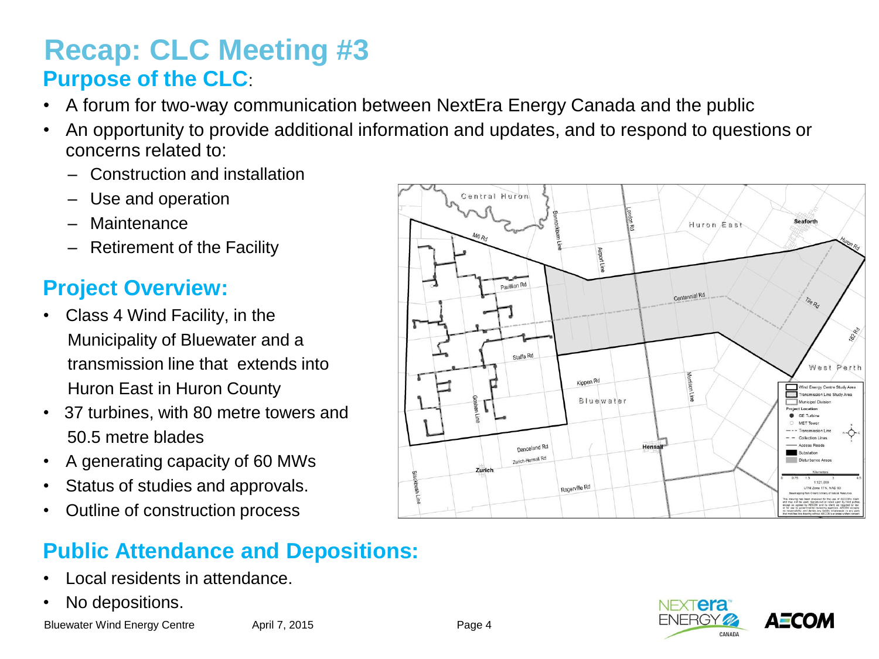# Recap: CLC Meeting #3

## Purpose of the CLC:

- A forum for two-way communication between NextEra Energy Canada and the public
- An opportunity to provide additional information and updates, and to respond to questions or concerns related to:
  - Construction and installation
  - Use and operation
  - Maintenance
  - Retirement of the Facility

## Project Overview:

- Class 4 Wind Facility, in the Municipality of Bluewater and a transmission line that extends into Huron East in Huron County
- 37 turbines, with 80 metre towers and 50.5 metre blades
- A generating capacity of 60 MWs
- Status of studies and approvals.
- Outline of construction process

## Public Attendance and Depositions:

- Local residents in attendance.
- No depositions.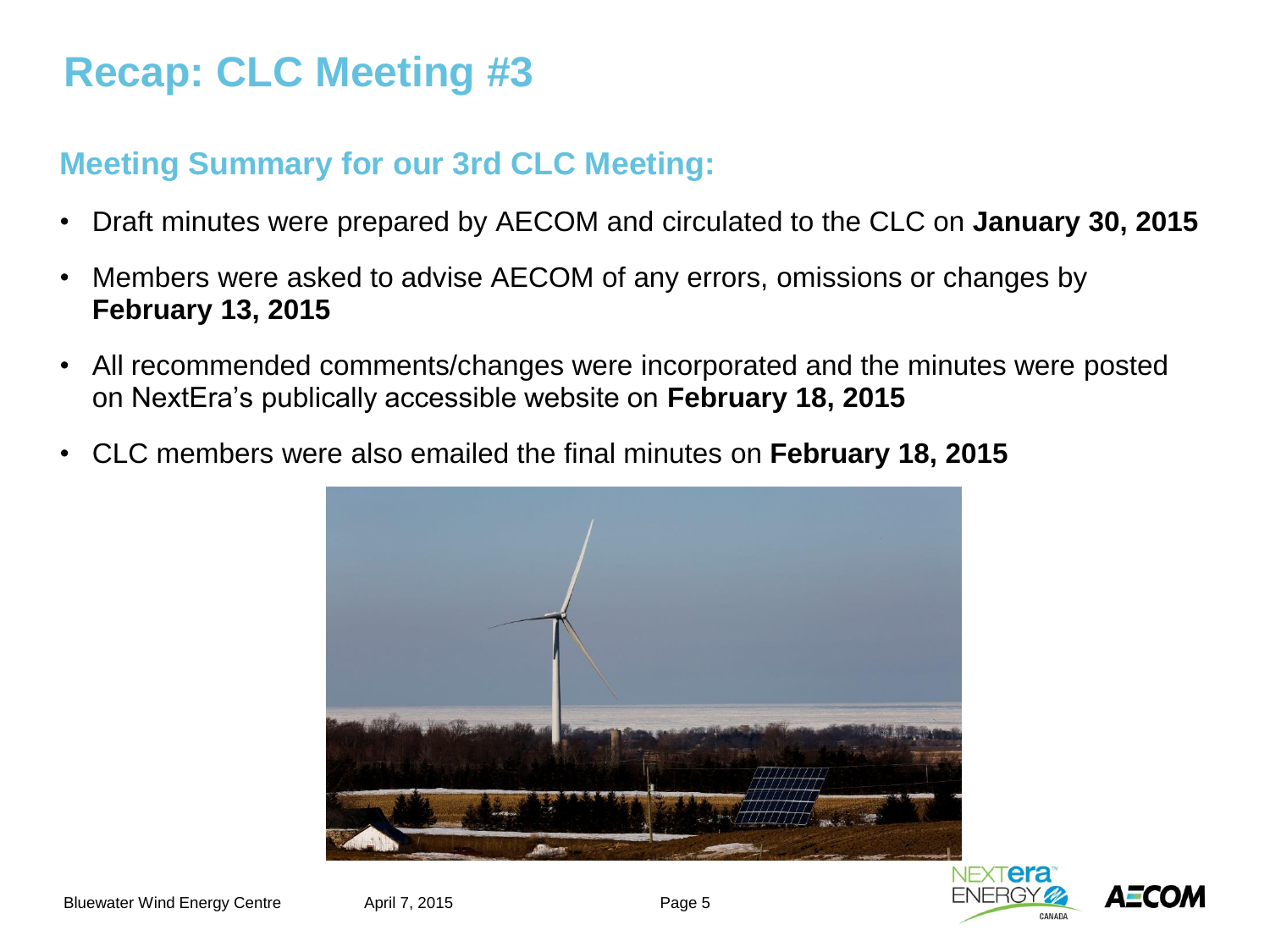# Recap: CLC Meeting #3

## Meeting Summary for our 3rd CLC Meeting:

- Draft minutes were prepared by AECOM and circulated to the CLC on **January 30, 2015**
- Members were asked to advise AECOM of any errors, omissions or changes by **February 13, 2015**
- All recommended comments/changes were incorporated and the minutes were posted on NextEra's publically accessible website on **February 18, 2015**
- CLC members were also emailed the final minutes on **February 18, 2015**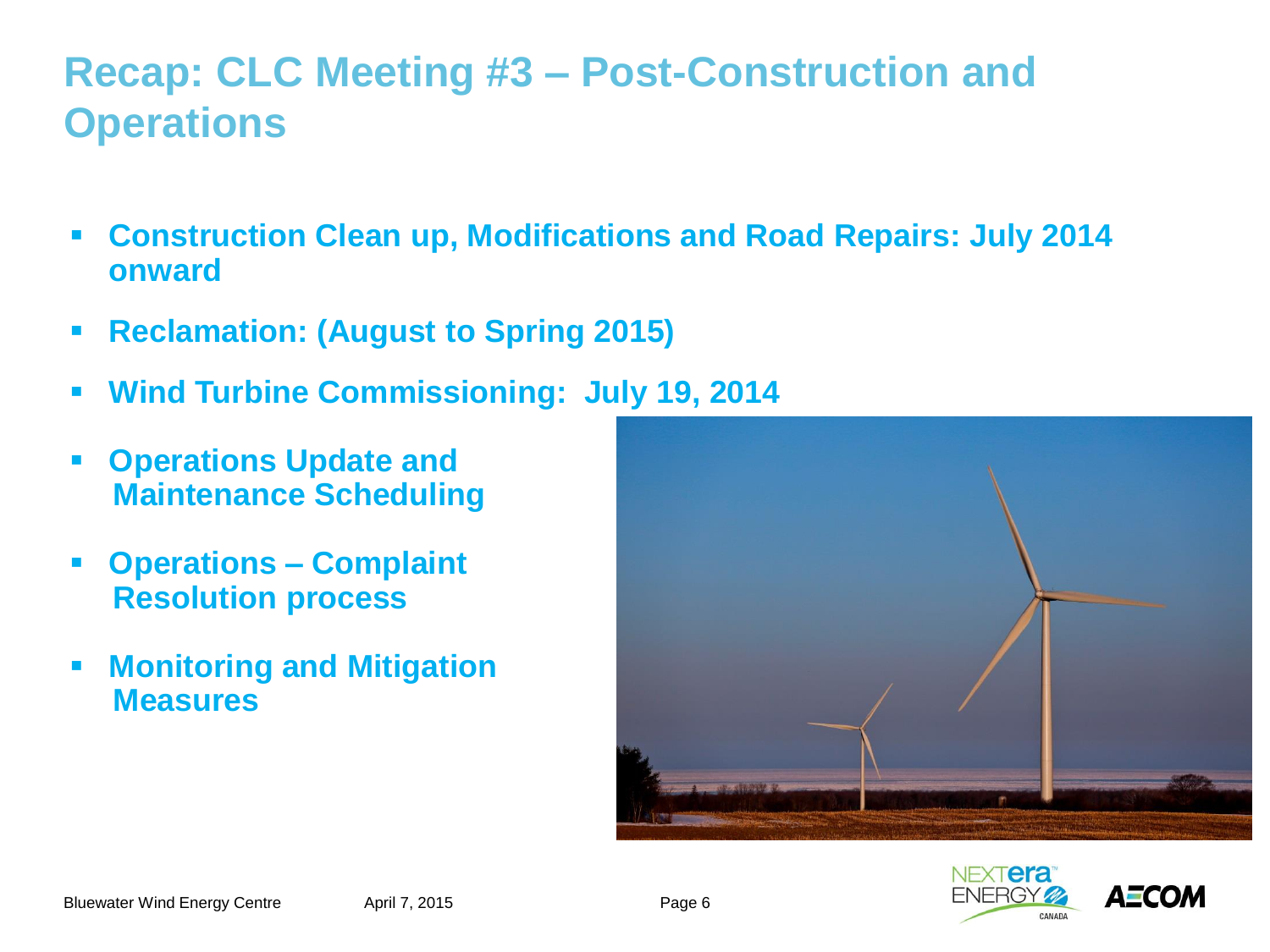# Recap: CLC Meeting #3 – Post-Construction and Operations

- **Construction Clean up, Modifications and Road Repairs: July 2014 onward**
- **Reclamation: (August to Spring 2015)**
- **Wind Turbine Commissioning: July 19, 2014**
- **Operations Update and Maintenance Scheduling**
- **Operations – Complaint Resolution process**
- **Monitoring and Mitigation Measures**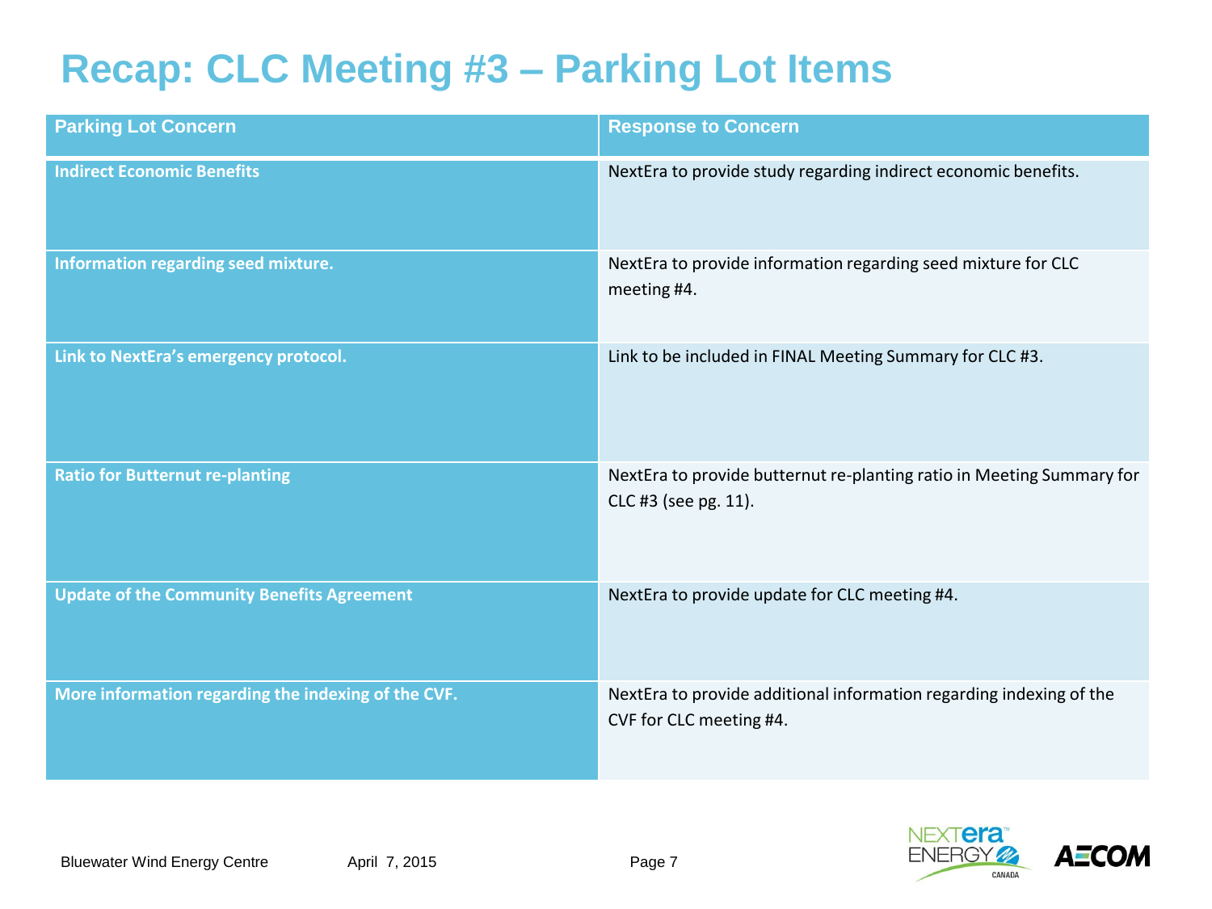# Recap: CLC Meeting #3 – Parking Lot Items

| Parking Lot Concern | Response to Concern |
| --- | --- |
| **Indirect Economic Benefits** | NextEra to provide study regarding indirect economic benefits. |
| **Information regarding seed mixture.** | NextEra to provide information regarding seed mixture for CLC meeting #4. |
| **Link to NextEra's emergency protocol.** | Link to be included in FINAL Meeting Summary for CLC #3. |
| **Ratio for Butternut re-planting** | NextEra to provide butternut re-planting ratio in Meeting Summary for CLC #3 (see pg. 11). |
| **Update of the Community Benefits Agreement** | NextEra to provide update for CLC meeting #4. |
| **More information regarding the indexing of the CVF.** | NextEra to provide additional information regarding indexing of the CVF for CLC meeting #4. |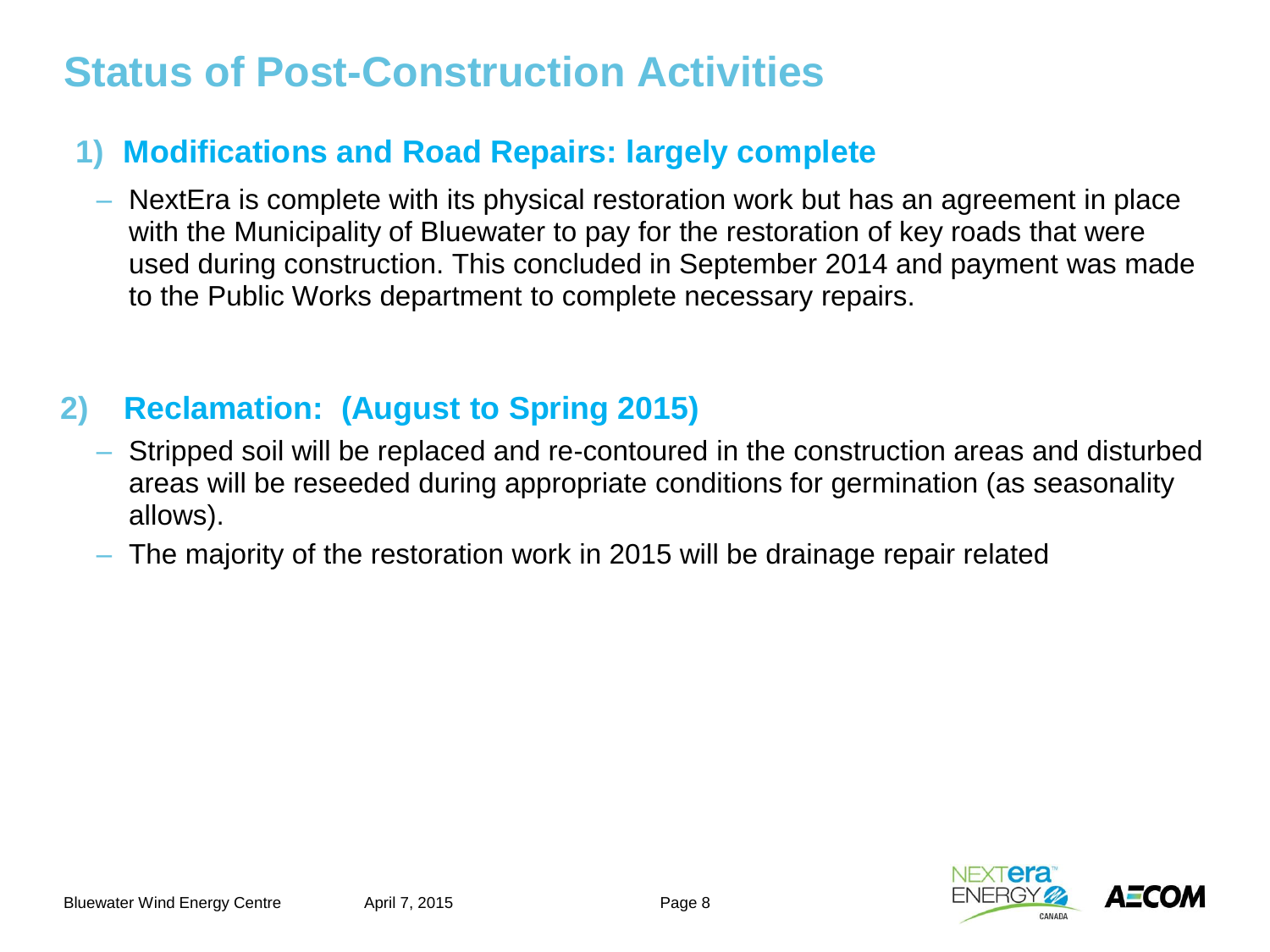# Status of Post-Construction Activities

## 1) Modifications and Road Repairs: largely complete

- NextEra is complete with its physical restoration work but has an agreement in place with the Municipality of Bluewater to pay for the restoration of key roads that were used during construction. This concluded in September 2014 and payment was made to the Public Works department to complete necessary repairs.

## 2) Reclamation: (August to Spring 2015)

- Stripped soil will be replaced and re-contoured in the construction areas and disturbed areas will be reseeded during appropriate conditions for germination (as seasonality allows).
- The majority of the restoration work in 2015 will be drainage repair related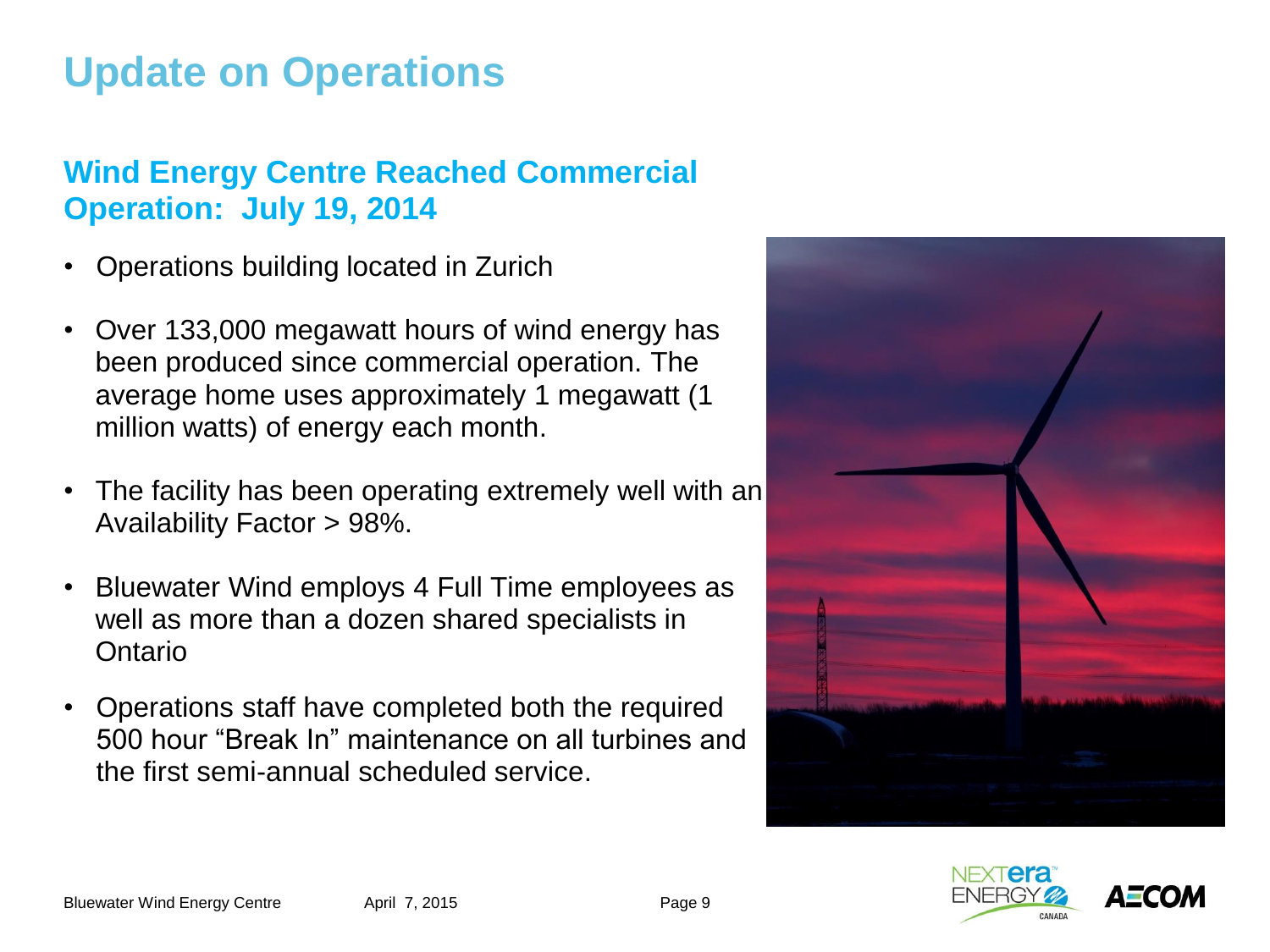# Update on Operations

## Wind Energy Centre Reached Commercial Operation: July 19, 2014

- Operations building located in Zurich
- Over 133,000 megawatt hours of wind energy has been produced since commercial operation. The average home uses approximately 1 megawatt (1 million watts) of energy each month.
- The facility has been operating extremely well with an Availability Factor > 98%.
- Bluewater Wind employs 4 Full Time employees as well as more than a dozen shared specialists in Ontario
- Operations staff have completed both the required 500 hour "Break In" maintenance on all turbines and the first semi-annual scheduled service.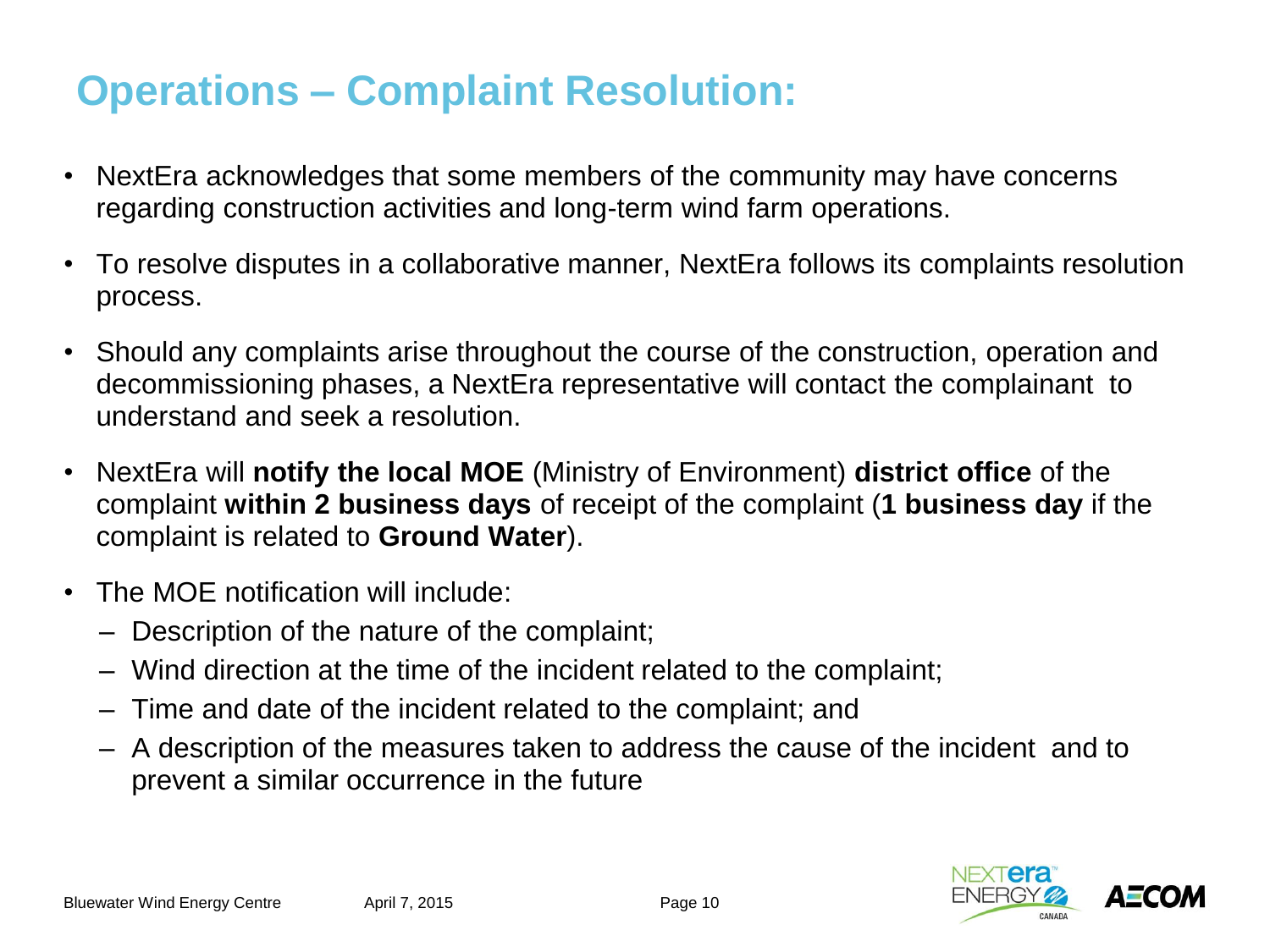# Operations – Complaint Resolution:

- NextEra acknowledges that some members of the community may have concerns regarding construction activities and long-term wind farm operations.
- To resolve disputes in a collaborative manner, NextEra follows its complaints resolution process.
- Should any complaints arise throughout the course of the construction, operation and decommissioning phases, a NextEra representative will contact the complainant to understand and seek a resolution.
- NextEra will **notify the local MOE** (Ministry of Environment) **district office** of the complaint **within 2 business days** of receipt of the complaint (**1 business day** if the complaint is related to **Ground Water**).
- The MOE notification will include:
  - Description of the nature of the complaint;
  - Wind direction at the time of the incident related to the complaint;
  - Time and date of the incident related to the complaint; and
  - A description of the measures taken to address the cause of the incident and to prevent a similar occurrence in the future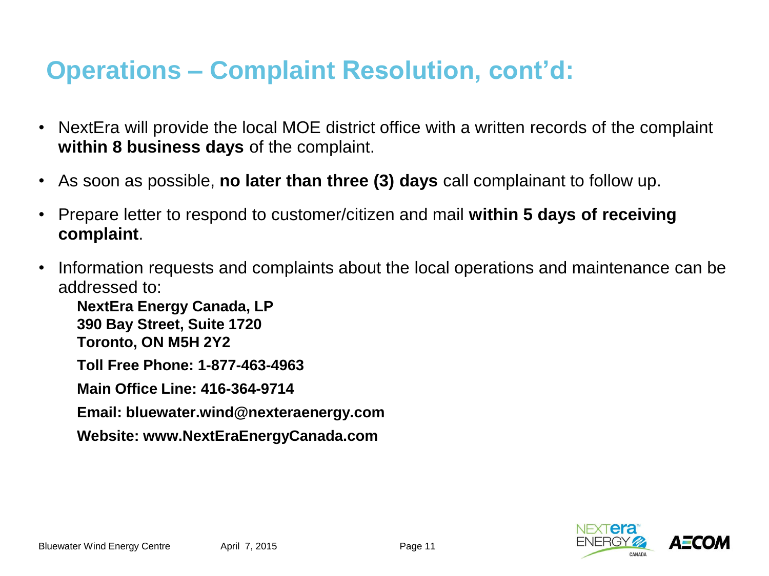# Operations – Complaint Resolution, cont'd:

- NextEra will provide the local MOE district office with a written records of the complaint **within 8 business days** of the complaint.
- As soon as possible, **no later than three (3) days** call complainant to follow up.
- Prepare letter to respond to customer/citizen and mail **within 5 days of receiving complaint**.
- Information requests and complaints about the local operations and maintenance can be addressed to:

  **NextEra Energy Canada, LP**
  **390 Bay Street, Suite 1720**
  **Toronto, ON M5H 2Y2**

  **Toll Free Phone: 1-877-463-4963**

  **Main Office Line: 416-364-9714**

  **Email: bluewater.wind@nexteraenergy.com**

  **Website: www.NextEraEnergyCanada.com**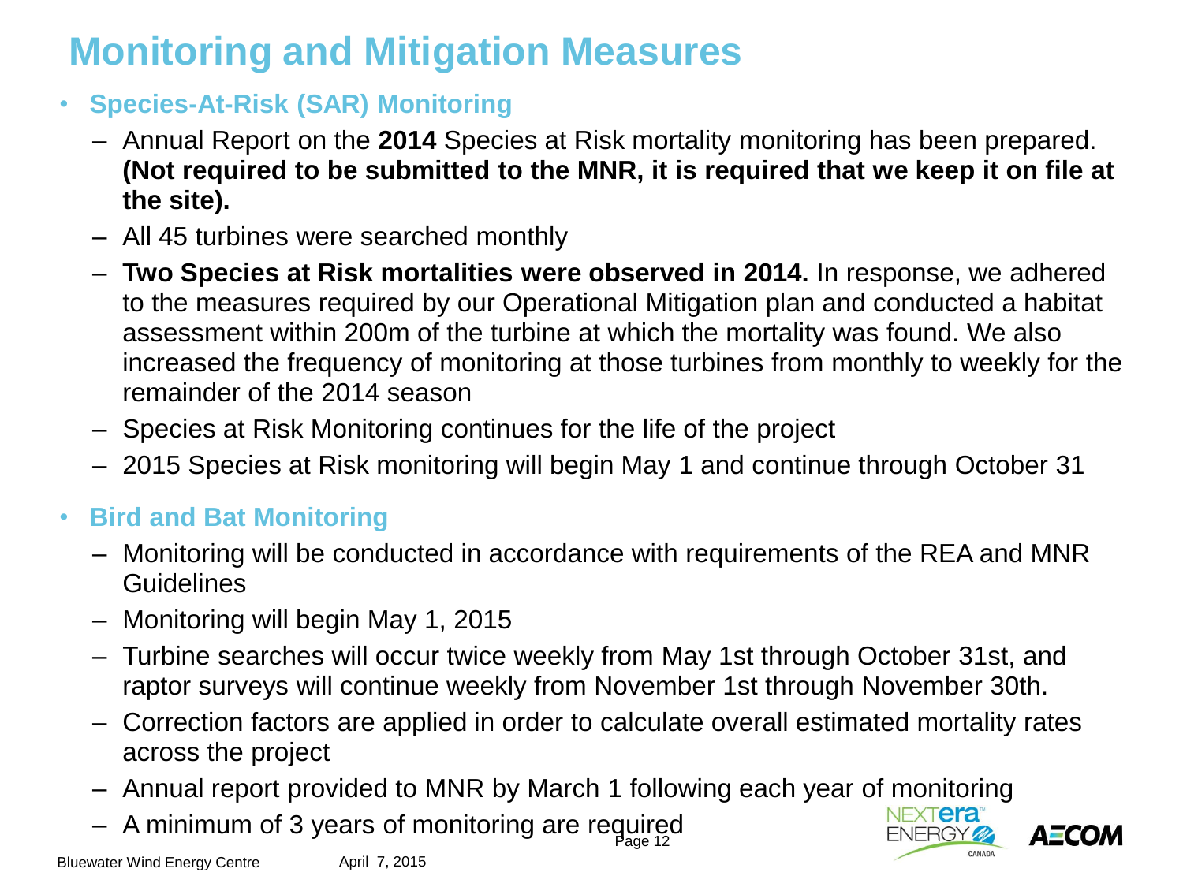# Monitoring and Mitigation Measures

- **Species-At-Risk (SAR) Monitoring**
  - Annual Report on the **2014** Species at Risk mortality monitoring has been prepared. **(Not required to be submitted to the MNR, it is required that we keep it on file at the site).**
  - All 45 turbines were searched monthly
  - **Two Species at Risk mortalities were observed in 2014.** In response, we adhered to the measures required by our Operational Mitigation plan and conducted a habitat assessment within 200m of the turbine at which the mortality was found. We also increased the frequency of monitoring at those turbines from monthly to weekly for the remainder of the 2014 season
  - Species at Risk Monitoring continues for the life of the project
  - 2015 Species at Risk monitoring will begin May 1 and continue through October 31
- **Bird and Bat Monitoring**
  - Monitoring will be conducted in accordance with requirements of the REA and MNR Guidelines
  - Monitoring will begin May 1, 2015
  - Turbine searches will occur twice weekly from May 1st through October 31st, and raptor surveys will continue weekly from November 1st through November 30th.
  - Correction factors are applied in order to calculate overall estimated mortality rates across the project
  - Annual report provided to MNR by March 1 following each year of monitoring
  - A minimum of 3 years of monitoring are required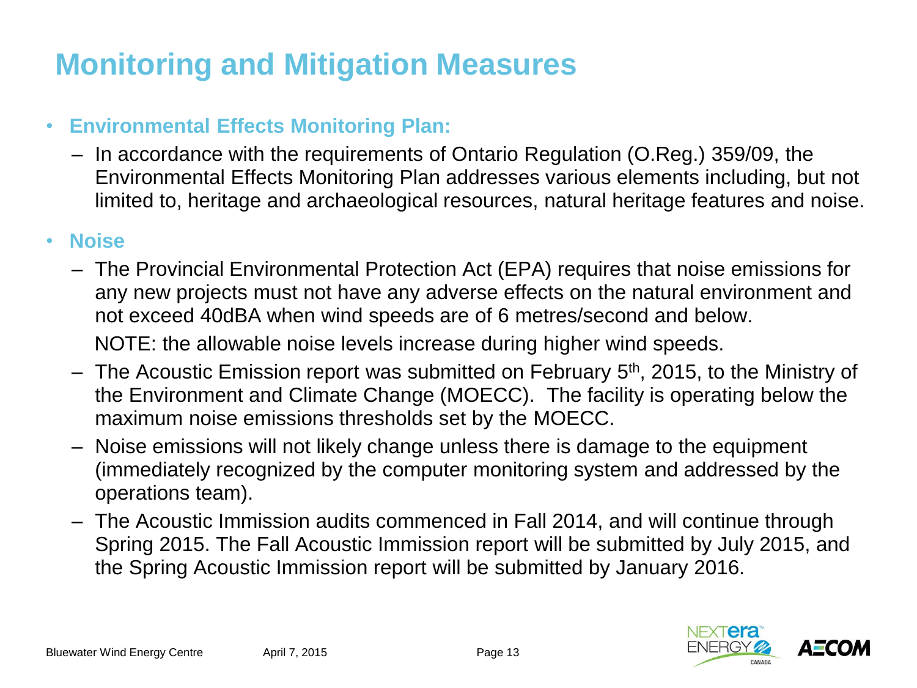# Monitoring and Mitigation Measures

- **Environmental Effects Monitoring Plan:**
  - In accordance with the requirements of Ontario Regulation (O.Reg.) 359/09, the Environmental Effects Monitoring Plan addresses various elements including, but not limited to, heritage and archaeological resources, natural heritage features and noise.
- **Noise**
  - The Provincial Environmental Protection Act (EPA) requires that noise emissions for any new projects must not have any adverse effects on the natural environment and not exceed 40dBA when wind speeds are of 6 metres/second and below.

    NOTE: the allowable noise levels increase during higher wind speeds.
  - The Acoustic Emission report was submitted on February 5th, 2015, to the Ministry of the Environment and Climate Change (MOECC). The facility is operating below the maximum noise emissions thresholds set by the MOECC.
  - Noise emissions will not likely change unless there is damage to the equipment (immediately recognized by the computer monitoring system and addressed by the operations team).
  - The Acoustic Immission audits commenced in Fall 2014, and will continue through Spring 2015. The Fall Acoustic Immission report will be submitted by July 2015, and the Spring Acoustic Immission report will be submitted by January 2016.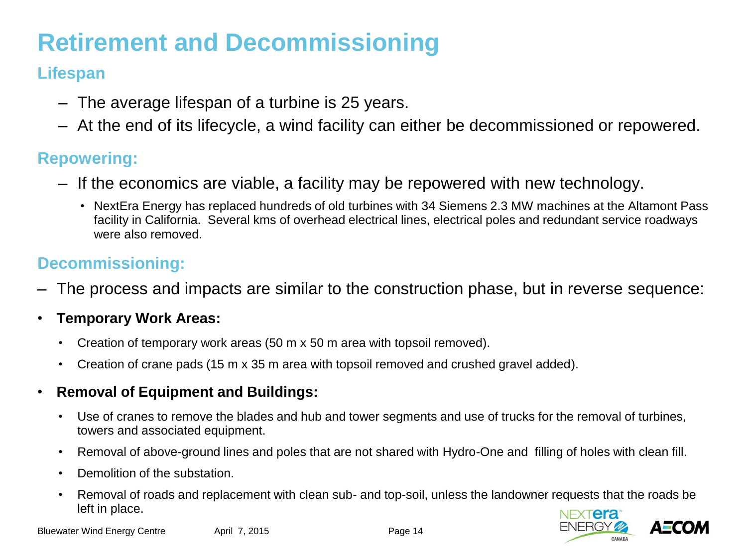# Retirement and Decommissioning

## Lifespan

- The average lifespan of a turbine is 25 years.
- At the end of its lifecycle, a wind facility can either be decommissioned or repowered.

## Repowering:

- If the economics are viable, a facility may be repowered with new technology.
  - NextEra Energy has replaced hundreds of old turbines with 34 Siemens 2.3 MW machines at the Altamont Pass facility in California. Several kms of overhead electrical lines, electrical poles and redundant service roadways were also removed.

## Decommissioning:

- The process and impacts are similar to the construction phase, but in reverse sequence:

- **Temporary Work Areas:**
  - Creation of temporary work areas (50 m x 50 m area with topsoil removed).
  - Creation of crane pads (15 m x 35 m area with topsoil removed and crushed gravel added).
- **Removal of Equipment and Buildings:**
  - Use of cranes to remove the blades and hub and tower segments and use of trucks for the removal of turbines, towers and associated equipment.
  - Removal of above-ground lines and poles that are not shared with Hydro-One and filling of holes with clean fill.
  - Demolition of the substation.
  - Removal of roads and replacement with clean sub- and top-soil, unless the landowner requests that the roads be left in place.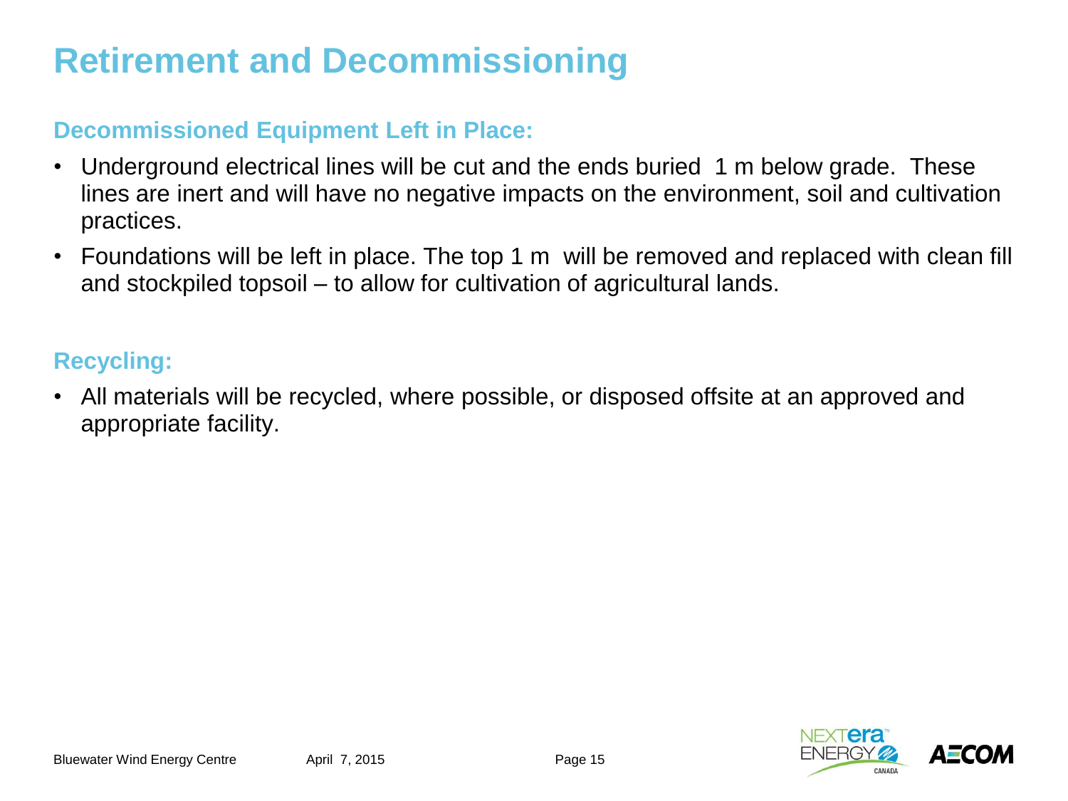# Retirement and Decommissioning

## Decommissioned Equipment Left in Place:

- Underground electrical lines will be cut and the ends buried 1 m below grade. These lines are inert and will have no negative impacts on the environment, soil and cultivation practices.
- Foundations will be left in place. The top 1 m will be removed and replaced with clean fill and stockpiled topsoil – to allow for cultivation of agricultural lands.

## Recycling:

- All materials will be recycled, where possible, or disposed offsite at an approved and appropriate facility.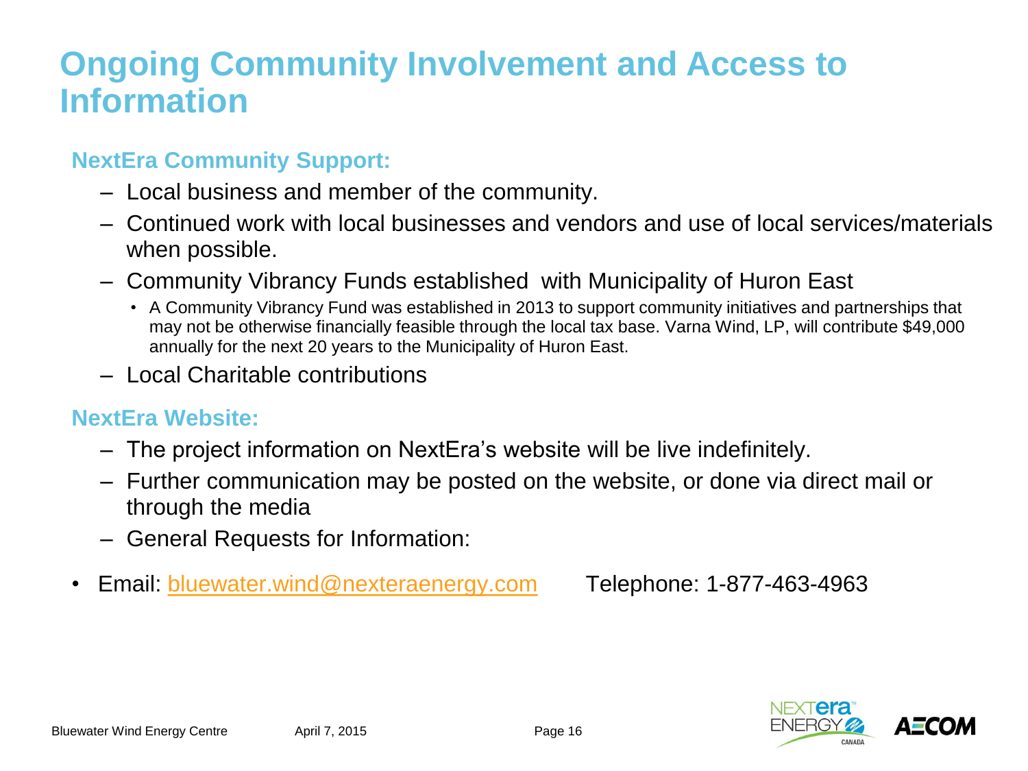# Ongoing Community Involvement and Access to Information

## NextEra Community Support:

- Local business and member of the community.
- Continued work with local businesses and vendors and use of local services/materials when possible.
- Community Vibrancy Funds established  with Municipality of Huron East
  - A Community Vibrancy Fund was established in 2013 to support community initiatives and partnerships that may not be otherwise financially feasible through the local tax base. Varna Wind, LP, will contribute $49,000 annually for the next 20 years to the Municipality of Huron East.
- Local Charitable contributions

## NextEra Website:

- The project information on NextEra's website will be live indefinitely.
- Further communication may be posted on the website, or done via direct mail or through the media
- General Requests for Information:

- Email: bluewater.wind@nexteraenergy.com        Telephone: 1-877-463-4963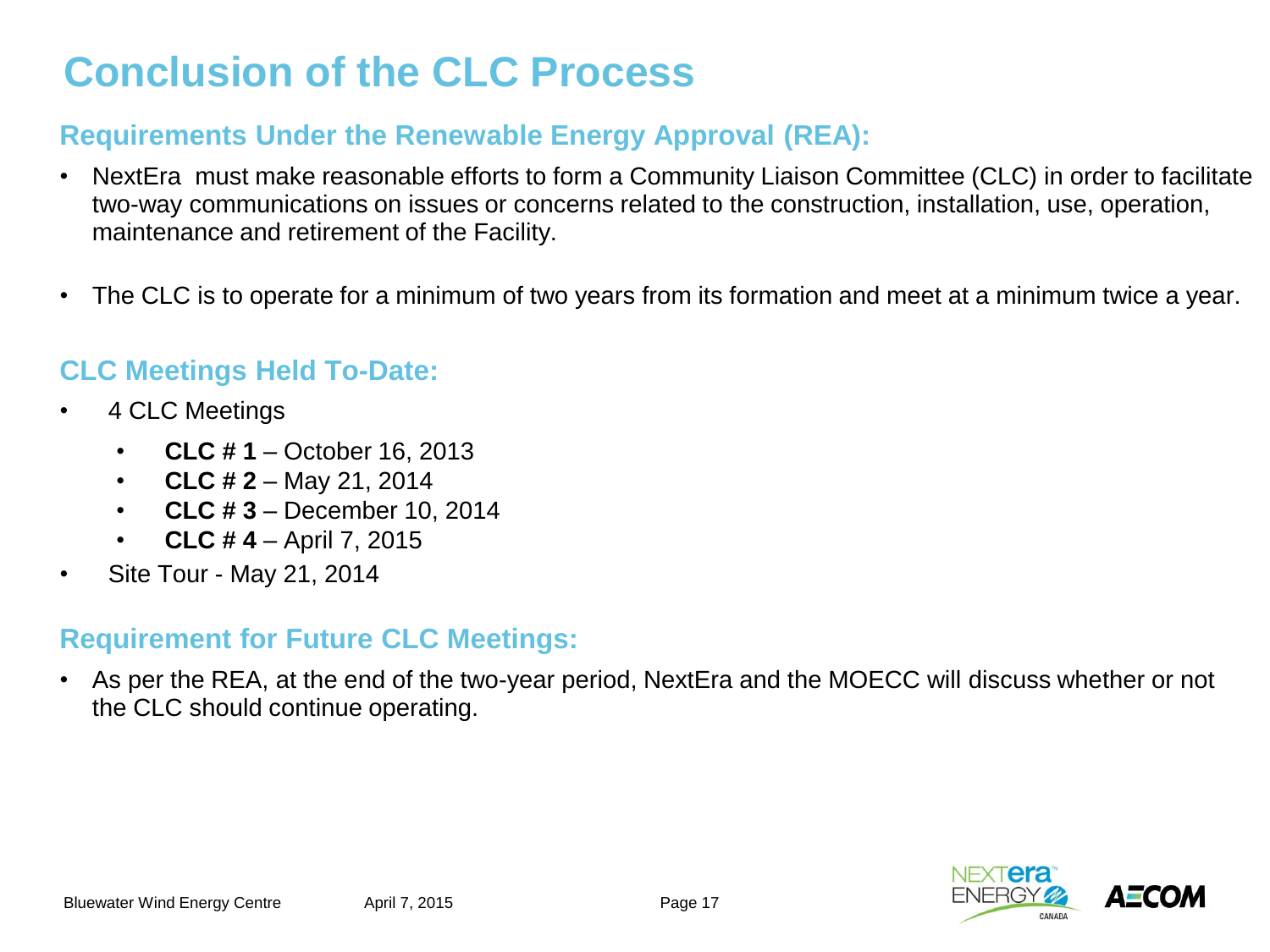# Conclusion of the CLC Process

## Requirements Under the Renewable Energy Approval (REA):

- NextEra must make reasonable efforts to form a Community Liaison Committee (CLC) in order to facilitate two-way communications on issues or concerns related to the construction, installation, use, operation, maintenance and retirement of the Facility.
- The CLC is to operate for a minimum of two years from its formation and meet at a minimum twice a year.

## CLC Meetings Held To-Date:

- 4 CLC Meetings
  - **CLC # 1** – October 16, 2013
  - **CLC # 2** – May 21, 2014
  - **CLC # 3** – December 10, 2014
  - **CLC # 4** – April 7, 2015
- Site Tour - May 21, 2014

## Requirement for Future CLC Meetings:

- As per the REA, at the end of the two-year period, NextEra and the MOECC will discuss whether or not the CLC should continue operating.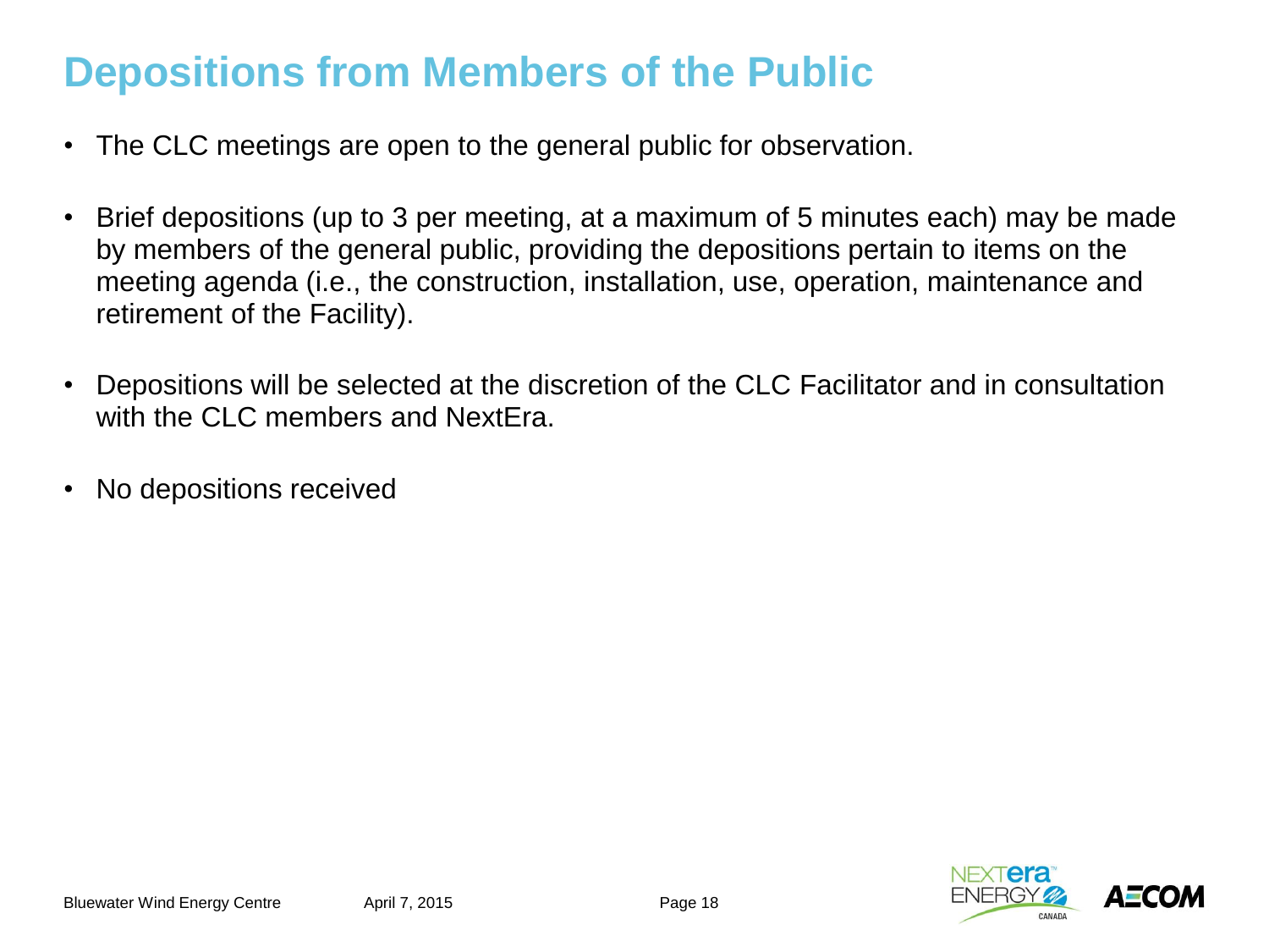# Depositions from Members of the Public

- The CLC meetings are open to the general public for observation.
- Brief depositions (up to 3 per meeting, at a maximum of 5 minutes each) may be made by members of the general public, providing the depositions pertain to items on the meeting agenda (i.e., the construction, installation, use, operation, maintenance and retirement of the Facility).
- Depositions will be selected at the discretion of the CLC Facilitator and in consultation with the CLC members and NextEra.
- No depositions received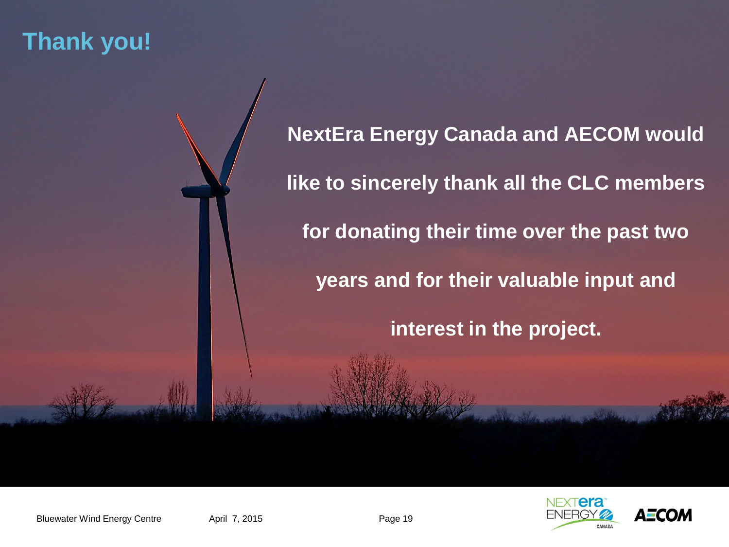# Thank you!

**NextEra Energy Canada and AECOM would like to sincerely thank all the CLC members for donating their time over the past two years and for their valuable input and interest in the project.**